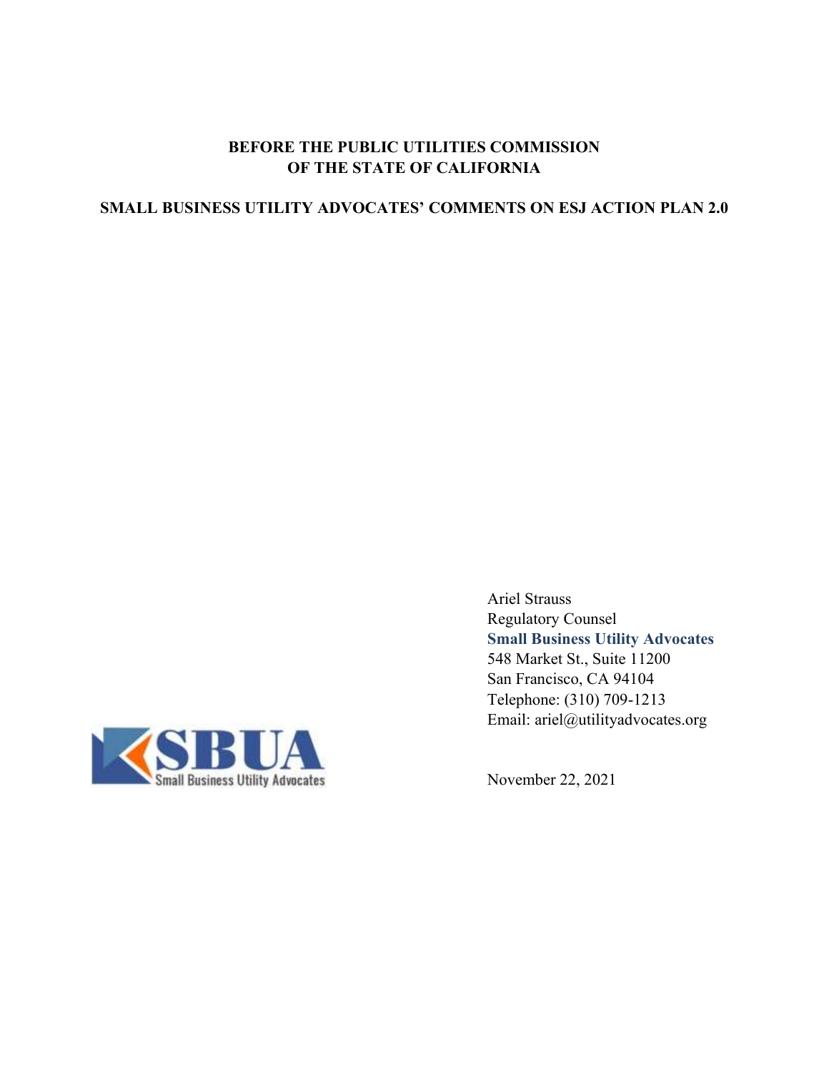**BEFORE THE PUBLIC UTILITIES COMMISSION**
**OF THE STATE OF CALIFORNIA**

**SMALL BUSINESS UTILITY ADVOCATES' COMMENTS ON ESJ ACTION PLAN 2.0**

Ariel Strauss
Regulatory Counsel
**Small Business Utility Advocates**
548 Market St., Suite 11200
San Francisco, CA 94104
Telephone: (310) 709-1213
Email: ariel@utilityadvocates.org

SBUA
Small Business Utility Advocates

November 22, 2021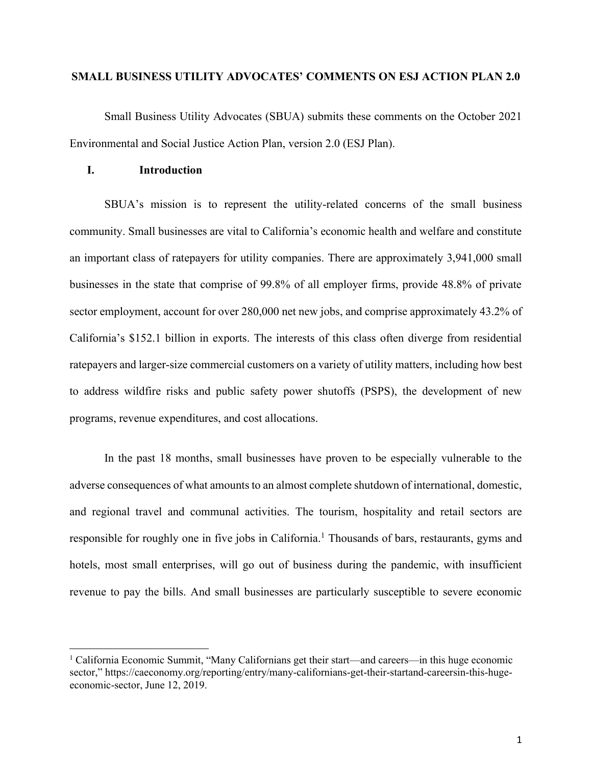**SMALL BUSINESS UTILITY ADVOCATES' COMMENTS ON ESJ ACTION PLAN 2.0**

Small Business Utility Advocates (SBUA) submits these comments on the October 2021 Environmental and Social Justice Action Plan, version 2.0 (ESJ Plan).

## I. Introduction

SBUA's mission is to represent the utility-related concerns of the small business community. Small businesses are vital to California's economic health and welfare and constitute an important class of ratepayers for utility companies. There are approximately 3,941,000 small businesses in the state that comprise of 99.8% of all employer firms, provide 48.8% of private sector employment, account for over 280,000 net new jobs, and comprise approximately 43.2% of California's $152.1 billion in exports. The interests of this class often diverge from residential ratepayers and larger-size commercial customers on a variety of utility matters, including how best to address wildfire risks and public safety power shutoffs (PSPS), the development of new programs, revenue expenditures, and cost allocations.

In the past 18 months, small businesses have proven to be especially vulnerable to the adverse consequences of what amounts to an almost complete shutdown of international, domestic, and regional travel and communal activities. The tourism, hospitality and retail sectors are responsible for roughly one in five jobs in California.[1] Thousands of bars, restaurants, gyms and hotels, most small enterprises, will go out of business during the pandemic, with insufficient revenue to pay the bills. And small businesses are particularly susceptible to severe economic

---

[1] California Economic Summit, "Many Californians get their start—and careers—in this huge economic sector," https://caeconomy.org/reporting/entry/many-californians-get-their-startand-careersin-this-huge-economic-sector, June 12, 2019.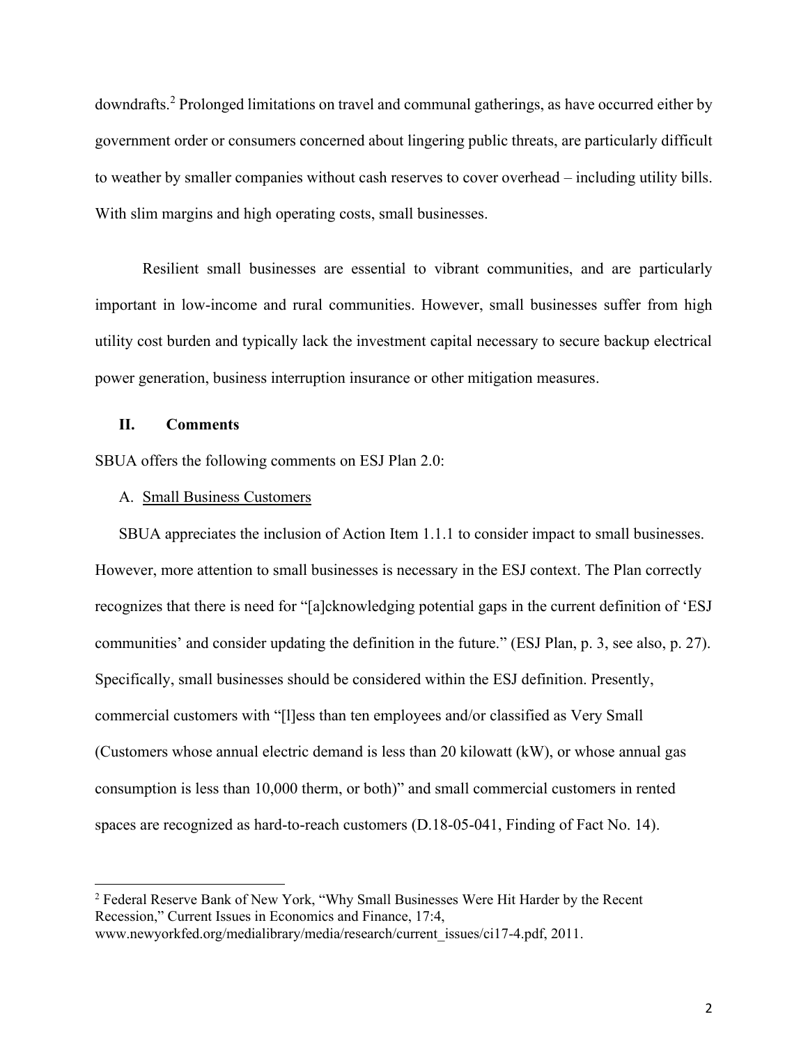downdrafts.[2] Prolonged limitations on travel and communal gatherings, as have occurred either by government order or consumers concerned about lingering public threats, are particularly difficult to weather by smaller companies without cash reserves to cover overhead – including utility bills. With slim margins and high operating costs, small businesses.

Resilient small businesses are essential to vibrant communities, and are particularly important in low-income and rural communities. However, small businesses suffer from high utility cost burden and typically lack the investment capital necessary to secure backup electrical power generation, business interruption insurance or other mitigation measures.

## II. Comments

SBUA offers the following comments on ESJ Plan 2.0:

### A. Small Business Customers

SBUA appreciates the inclusion of Action Item 1.1.1 to consider impact to small businesses. However, more attention to small businesses is necessary in the ESJ context. The Plan correctly recognizes that there is need for "[a]cknowledging potential gaps in the current definition of 'ESJ communities' and consider updating the definition in the future." (ESJ Plan, p. 3, see also, p. 27). Specifically, small businesses should be considered within the ESJ definition. Presently, commercial customers with "[l]ess than ten employees and/or classified as Very Small (Customers whose annual electric demand is less than 20 kilowatt (kW), or whose annual gas consumption is less than 10,000 therm, or both)" and small commercial customers in rented spaces are recognized as hard-to-reach customers (D.18-05-041, Finding of Fact No. 14).

---

[2] Federal Reserve Bank of New York, "Why Small Businesses Were Hit Harder by the Recent Recession," Current Issues in Economics and Finance, 17:4, www.newyorkfed.org/medialibrary/media/research/current_issues/ci17-4.pdf, 2011.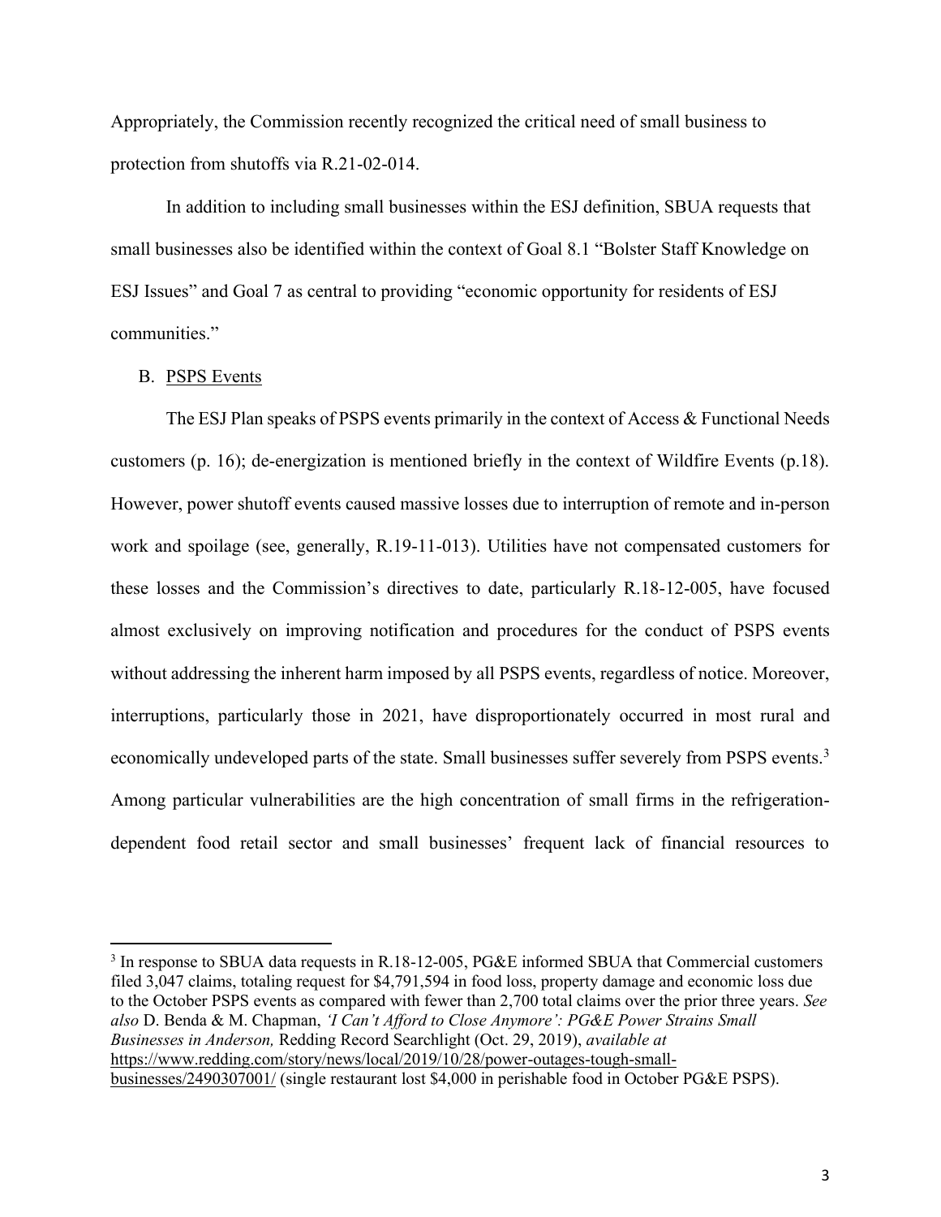Appropriately, the Commission recently recognized the critical need of small business to protection from shutoffs via R.21-02-014.

In addition to including small businesses within the ESJ definition, SBUA requests that small businesses also be identified within the context of Goal 8.1 "Bolster Staff Knowledge on ESJ Issues" and Goal 7 as central to providing "economic opportunity for residents of ESJ communities."

B. PSPS Events

The ESJ Plan speaks of PSPS events primarily in the context of Access & Functional Needs customers (p. 16); de-energization is mentioned briefly in the context of Wildfire Events (p.18). However, power shutoff events caused massive losses due to interruption of remote and in-person work and spoilage (see, generally, R.19-11-013). Utilities have not compensated customers for these losses and the Commission's directives to date, particularly R.18-12-005, have focused almost exclusively on improving notification and procedures for the conduct of PSPS events without addressing the inherent harm imposed by all PSPS events, regardless of notice. Moreover, interruptions, particularly those in 2021, have disproportionately occurred in most rural and economically undeveloped parts of the state. Small businesses suffer severely from PSPS events.[3] Among particular vulnerabilities are the high concentration of small firms in the refrigeration-dependent food retail sector and small businesses' frequent lack of financial resources to

---

[3] In response to SBUA data requests in R.18-12-005, PG&E informed SBUA that Commercial customers filed 3,047 claims, totaling request for $4,791,594 in food loss, property damage and economic loss due to the October PSPS events as compared with fewer than 2,700 total claims over the prior three years. *See also* D. Benda & M. Chapman, *'I Can't Afford to Close Anymore': PG&E Power Strains Small Businesses in Anderson,* Redding Record Searchlight (Oct. 29, 2019), *available at* https://www.redding.com/story/news/local/2019/10/28/power-outages-tough-small-businesses/2490307001/ (single restaurant lost $4,000 in perishable food in October PG&E PSPS).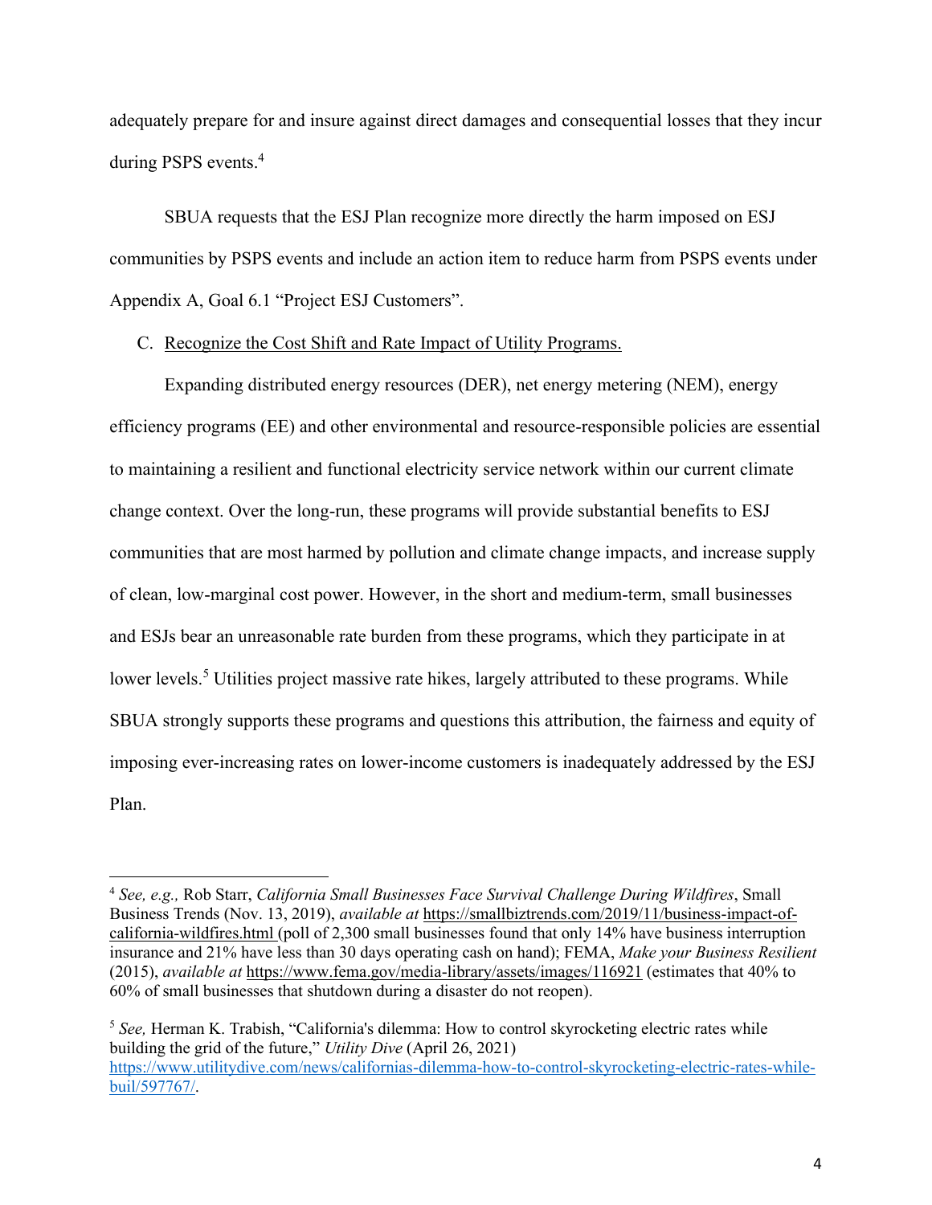adequately prepare for and insure against direct damages and consequential losses that they incur during PSPS events.[4]

SBUA requests that the ESJ Plan recognize more directly the harm imposed on ESJ communities by PSPS events and include an action item to reduce harm from PSPS events under Appendix A, Goal 6.1 "Project ESJ Customers".

C. Recognize the Cost Shift and Rate Impact of Utility Programs.

Expanding distributed energy resources (DER), net energy metering (NEM), energy efficiency programs (EE) and other environmental and resource-responsible policies are essential to maintaining a resilient and functional electricity service network within our current climate change context. Over the long-run, these programs will provide substantial benefits to ESJ communities that are most harmed by pollution and climate change impacts, and increase supply of clean, low-marginal cost power. However, in the short and medium-term, small businesses and ESJs bear an unreasonable rate burden from these programs, which they participate in at lower levels.[5] Utilities project massive rate hikes, largely attributed to these programs. While SBUA strongly supports these programs and questions this attribution, the fairness and equity of imposing ever-increasing rates on lower-income customers is inadequately addressed by the ESJ Plan.

---

[4] *See, e.g.,* Rob Starr, *California Small Businesses Face Survival Challenge During Wildfires*, Small Business Trends (Nov. 13, 2019), *available at* https://smallbiztrends.com/2019/11/business-impact-of-california-wildfires.html (poll of 2,300 small businesses found that only 14% have business interruption insurance and 21% have less than 30 days operating cash on hand); FEMA, *Make your Business Resilient* (2015), *available at* https://www.fema.gov/media-library/assets/images/116921 (estimates that 40% to 60% of small businesses that shutdown during a disaster do not reopen).

[5] *See,* Herman K. Trabish, "California's dilemma: How to control skyrocketing electric rates while building the grid of the future," *Utility Dive* (April 26, 2021) https://www.utilitydive.com/news/californias-dilemma-how-to-control-skyrocketing-electric-rates-while-buil/597767/.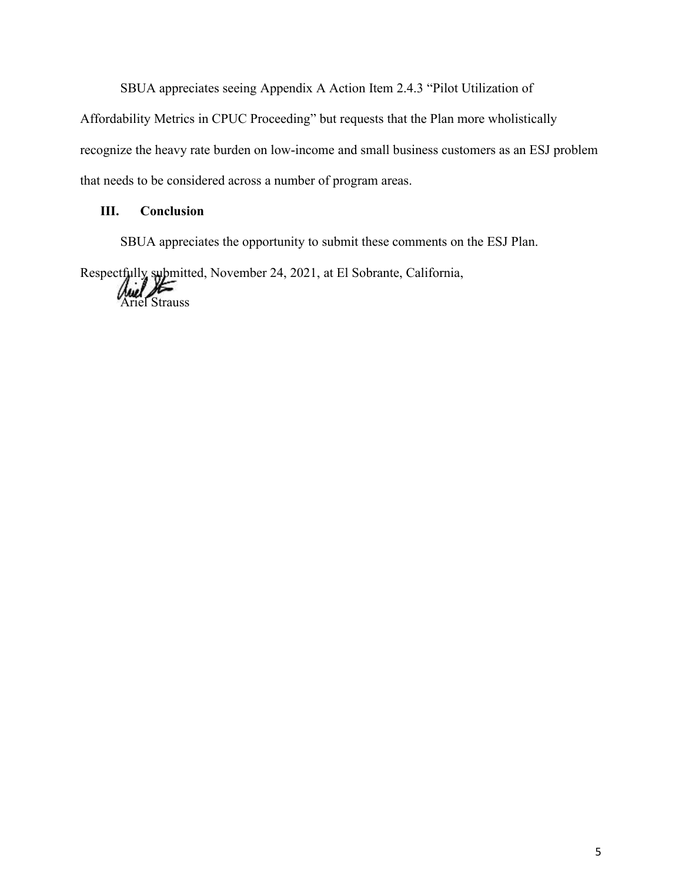SBUA appreciates seeing Appendix A Action Item 2.4.3 "Pilot Utilization of Affordability Metrics in CPUC Proceeding" but requests that the Plan more wholistically recognize the heavy rate burden on low-income and small business customers as an ESJ problem that needs to be considered across a number of program areas.

## III. Conclusion

SBUA appreciates the opportunity to submit these comments on the ESJ Plan.

Respectfully submitted, November 24, 2021, at El Sobrante, California,

Ariel Strauss